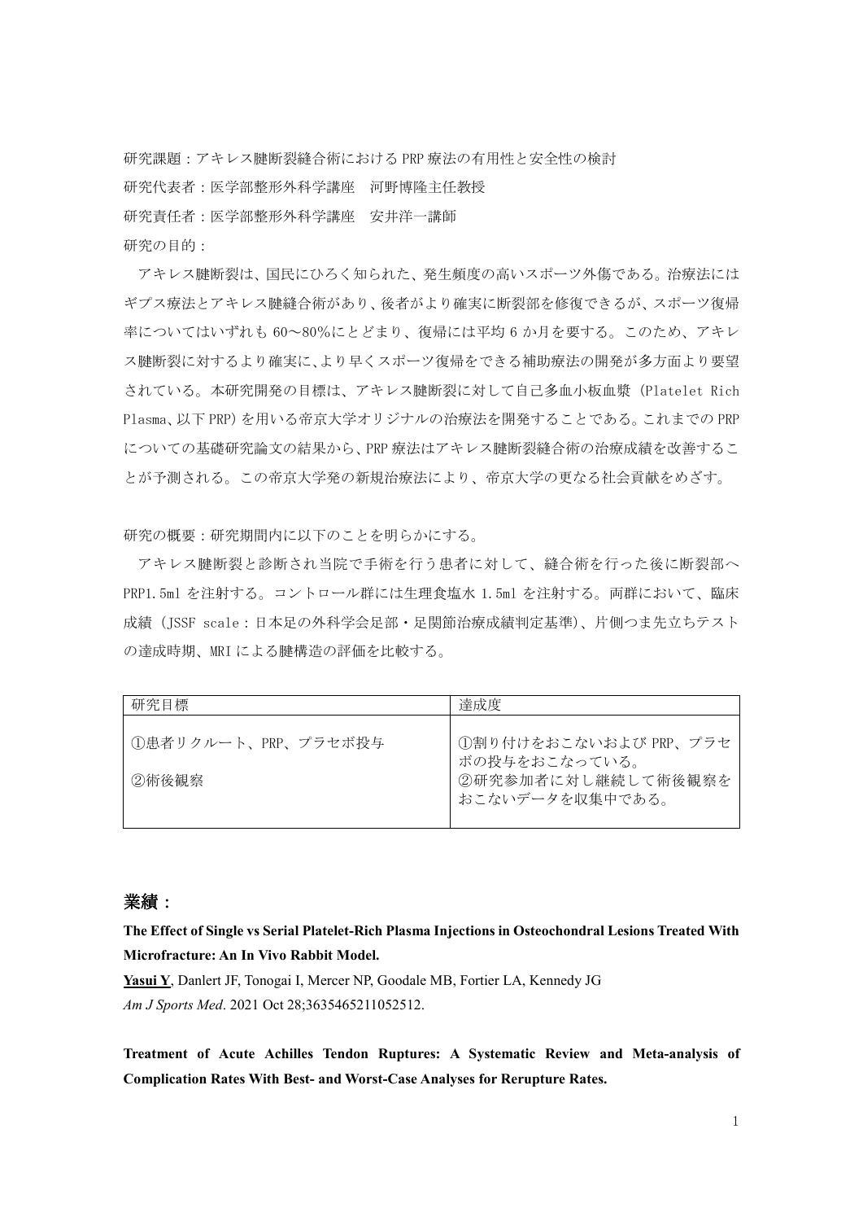研究課題：アキレス腱断裂縫合術における PRP 療法の有用性と安全性の検討

研究代表者：医学部整形外科学講座　河野博隆主任教授

研究責任者：医学部整形外科学講座　安井洋一講師

研究の目的：

　アキレス腱断裂は、国民にひろく知られた、発生頻度の高いスポーツ外傷である。治療法にはギプス療法とアキレス腱縫合術があり、後者がより確実に断裂部を修復できるが、スポーツ復帰率についてはいずれも 60〜80%にとどまり、復帰には平均 6 か月を要する。このため、アキレス腱断裂に対するより確実に、より早くスポーツ復帰をできる補助療法の開発が多方面より要望されている。本研究開発の目標は、アキレス腱断裂に対して自己多血小板血漿（Platelet Rich Plasma、以下 PRP）を用いる帝京大学オリジナルの治療法を開発することである。これまでの PRP についての基礎研究論文の結果から、PRP 療法はアキレス腱断裂縫合術の治療成績を改善することが予測される。この帝京大学発の新規治療法により、帝京大学の更なる社会貢献をめざす。

研究の概要：研究期間内に以下のことを明らかにする。

　アキレス腱断裂と診断され当院で手術を行う患者に対して、縫合術を行った後に断裂部へ PRP1.5ml を注射する。コントロール群には生理食塩水 1.5ml を注射する。両群において、臨床成績（JSSF scale：日本足の外科学会足部・足関節治療成績判定基準)、片側つま先立ちテストの達成時期、MRI による腱構造の評価を比較する。

| 研究目標 | 達成度 |
| --- | --- |
| ①患者リクルート、PRP、プラセボ投与<br>②術後観察 | ①割り付けをおこないおよび PRP、プラセボの投与をおこなっている。<br>②研究参加者に対し継続して術後観察をおこないデータを収集中である。 |

## 業績：

**The Effect of Single vs Serial Platelet-Rich Plasma Injections in Osteochondral Lesions Treated With Microfracture: An In Vivo Rabbit Model.**

**Yasui Y**, Danlert JF, Tonogai I, Mercer NP, Goodale MB, Fortier LA, Kennedy JG

*Am J Sports Med*. 2021 Oct 28;3635465211052512.

**Treatment of Acute Achilles Tendon Ruptures: A Systematic Review and Meta-analysis of Complication Rates With Best- and Worst-Case Analyses for Rerupture Rates.**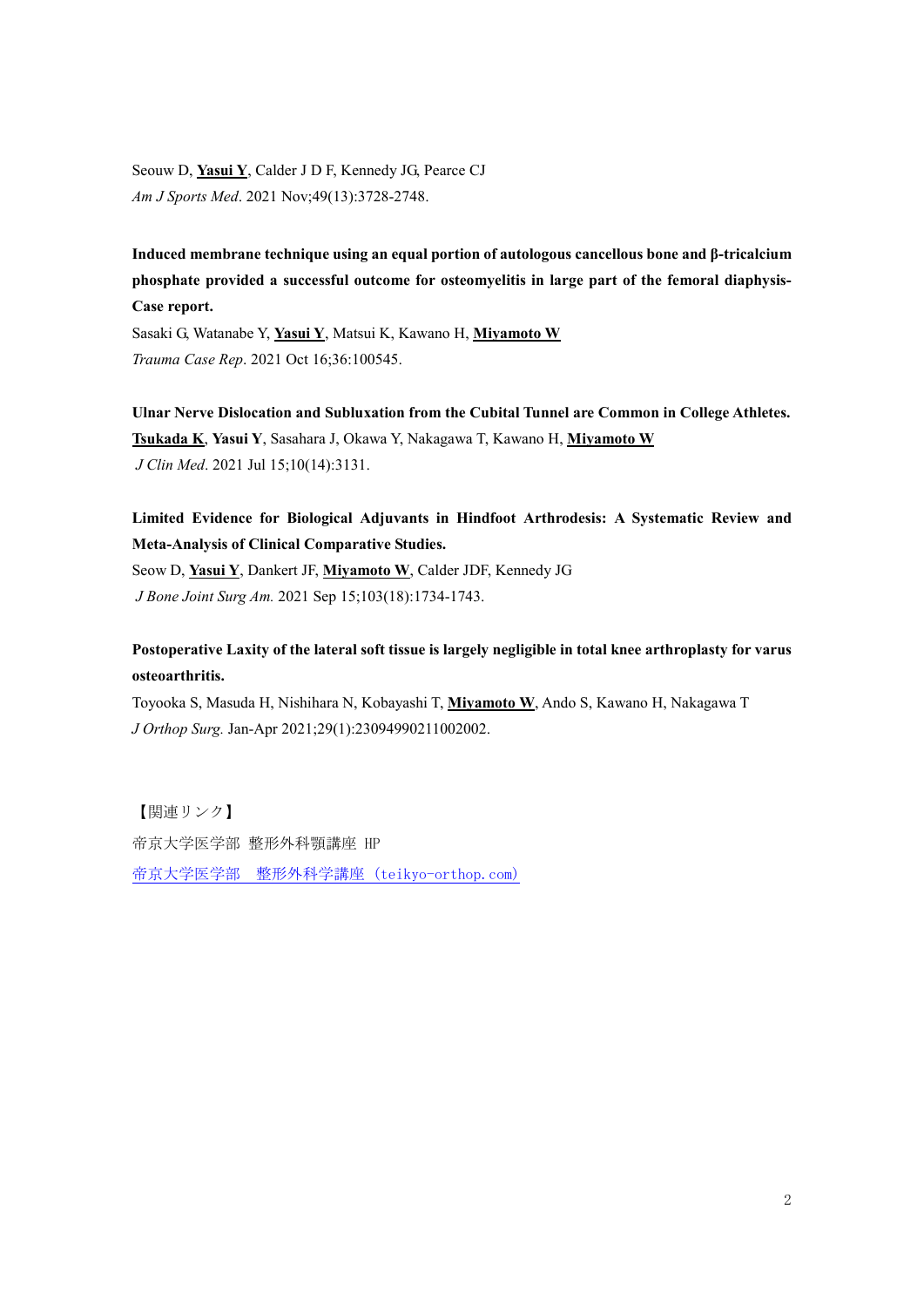Seouw D, **<u>Yasui Y</u>**, Calder J D F, Kennedy JG, Pearce CJ
*Am J Sports Med*. 2021 Nov;49(13):3728-2748.

**Induced membrane technique using an equal portion of autologous cancellous bone and β-tricalcium phosphate provided a successful outcome for osteomyelitis in large part of the femoral diaphysis-Case report.**
Sasaki G, Watanabe Y, **<u>Yasui Y</u>**, Matsui K, Kawano H, **<u>Miyamoto W</u>**
*Trauma Case Rep*. 2021 Oct 16;36:100545.

**Ulnar Nerve Dislocation and Subluxation from the Cubital Tunnel are Common in College Athletes.**
**<u>Tsukada K</u>**, **Yasui Y**, Sasahara J, Okawa Y, Nakagawa T, Kawano H, **<u>Miyamoto W</u>**
*J Clin Med*. 2021 Jul 15;10(14):3131.

**Limited Evidence for Biological Adjuvants in Hindfoot Arthrodesis: A Systematic Review and Meta-Analysis of Clinical Comparative Studies.**
Seow D, **<u>Yasui Y</u>**, Dankert JF, **<u>Miyamoto W</u>**, Calder JDF, Kennedy JG
*J Bone Joint Surg Am.* 2021 Sep 15;103(18):1734-1743.

**Postoperative Laxity of the lateral soft tissue is largely negligible in total knee arthroplasty for varus osteoarthritis.**
Toyooka S, Masuda H, Nishihara N, Kobayashi T, **<u>Miyamoto W</u>**, Ando S, Kawano H, Nakagawa T
*J Orthop Surg.* Jan-Apr 2021;29(1):23094990211002002.

【関連リンク】
帝京大学医学部 整形外科顎講座 HP
帝京大学医学部　整形外科学講座 (teikyo-orthop.com)